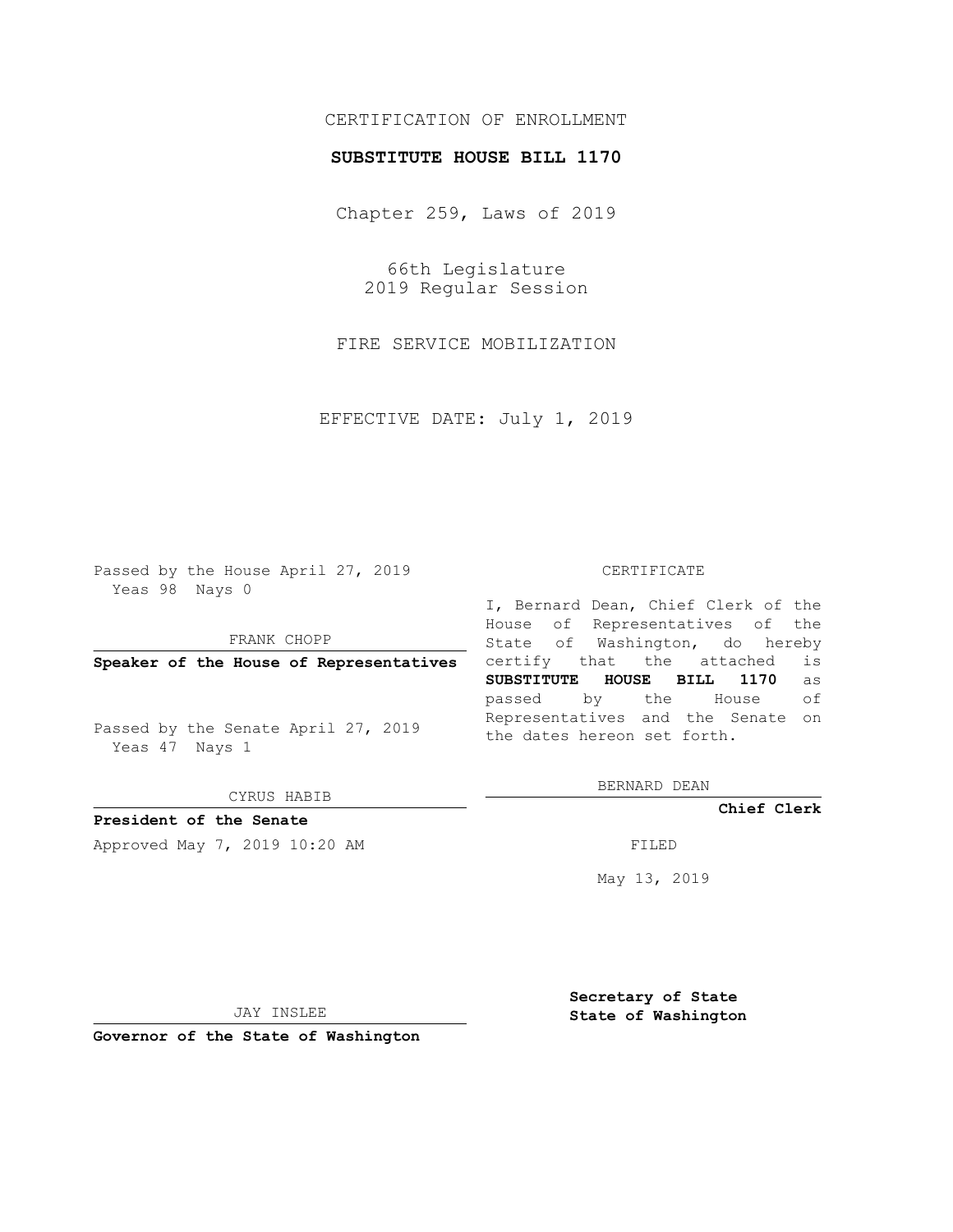CERTIFICATION OF ENROLLMENT

**SUBSTITUTE HOUSE BILL 1170**

Chapter 259, Laws of 2019

66th Legislature
2019 Regular Session

FIRE SERVICE MOBILIZATION

EFFECTIVE DATE: July 1, 2019

Passed by the House April 27, 2019
Yeas 98 Nays 0

FRANK CHOPP

**Speaker of the House of Representatives**

Passed by the Senate April 27, 2019
Yeas 47 Nays 1

CYRUS HABIB

**President of the Senate**

Approved May 7, 2019 10:20 AM

JAY INSLEE

**Governor of the State of Washington**

CERTIFICATE

I, Bernard Dean, Chief Clerk of the House of Representatives of the State of Washington, do hereby certify that the attached is **SUBSTITUTE HOUSE BILL 1170** as passed by the House of Representatives and the Senate on the dates hereon set forth.

BERNARD DEAN

**Chief Clerk**

FILED

May 13, 2019

**Secretary of State**
**State of Washington**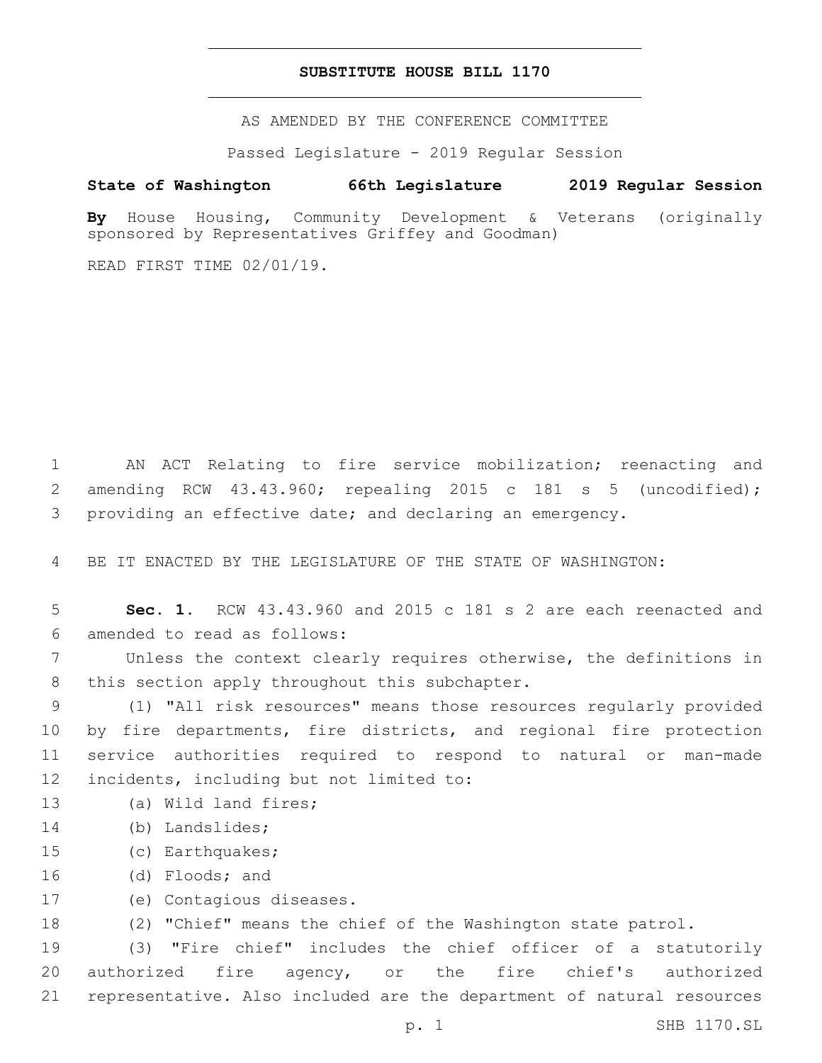# SUBSTITUTE HOUSE BILL 1170

AS AMENDED BY THE CONFERENCE COMMITTEE

Passed Legislature - 2019 Regular Session

**State of Washington 66th Legislature 2019 Regular Session**

**By** House Housing, Community Development & Veterans (originally sponsored by Representatives Griffey and Goodman)

READ FIRST TIME 02/01/19.

AN ACT Relating to fire service mobilization; reenacting and amending RCW 43.43.960; repealing 2015 c 181 s 5 (uncodified); providing an effective date; and declaring an emergency.

BE IT ENACTED BY THE LEGISLATURE OF THE STATE OF WASHINGTON:

**Sec. 1.** RCW 43.43.960 and 2015 c 181 s 2 are each reenacted and amended to read as follows:

Unless the context clearly requires otherwise, the definitions in this section apply throughout this subchapter.

(1) "All risk resources" means those resources regularly provided by fire departments, fire districts, and regional fire protection service authorities required to respond to natural or man-made incidents, including but not limited to:

(a) Wild land fires;

(b) Landslides;

(c) Earthquakes;

(d) Floods; and

(e) Contagious diseases.

(2) "Chief" means the chief of the Washington state patrol.

(3) "Fire chief" includes the chief officer of a statutorily authorized fire agency, or the fire chief's authorized representative. Also included are the department of natural resources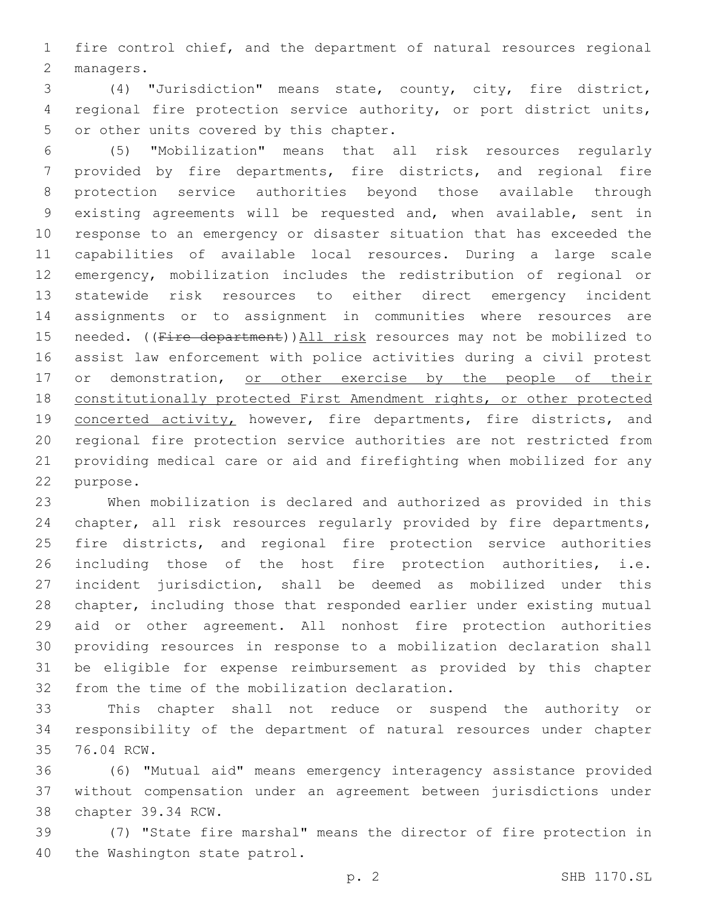fire control chief, and the department of natural resources regional managers.

(4) "Jurisdiction" means state, county, city, fire district, regional fire protection service authority, or port district units, or other units covered by this chapter.

(5) "Mobilization" means that all risk resources regularly provided by fire departments, fire districts, and regional fire protection service authorities beyond those available through existing agreements will be requested and, when available, sent in response to an emergency or disaster situation that has exceeded the capabilities of available local resources. During a large scale emergency, mobilization includes the redistribution of regional or statewide risk resources to either direct emergency incident assignments or to assignment in communities where resources are needed. ((~~Fire department~~))<u>All risk</u> resources may not be mobilized to assist law enforcement with police activities during a civil protest or demonstration, <u>or other exercise by the people of their constitutionally protected First Amendment rights, or other protected concerted activity,</u> however, fire departments, fire districts, and regional fire protection service authorities are not restricted from providing medical care or aid and firefighting when mobilized for any purpose.

When mobilization is declared and authorized as provided in this chapter, all risk resources regularly provided by fire departments, fire districts, and regional fire protection service authorities including those of the host fire protection authorities, i.e. incident jurisdiction, shall be deemed as mobilized under this chapter, including those that responded earlier under existing mutual aid or other agreement. All nonhost fire protection authorities providing resources in response to a mobilization declaration shall be eligible for expense reimbursement as provided by this chapter from the time of the mobilization declaration.

This chapter shall not reduce or suspend the authority or responsibility of the department of natural resources under chapter 76.04 RCW.

(6) "Mutual aid" means emergency interagency assistance provided without compensation under an agreement between jurisdictions under chapter 39.34 RCW.

(7) "State fire marshal" means the director of fire protection in the Washington state patrol.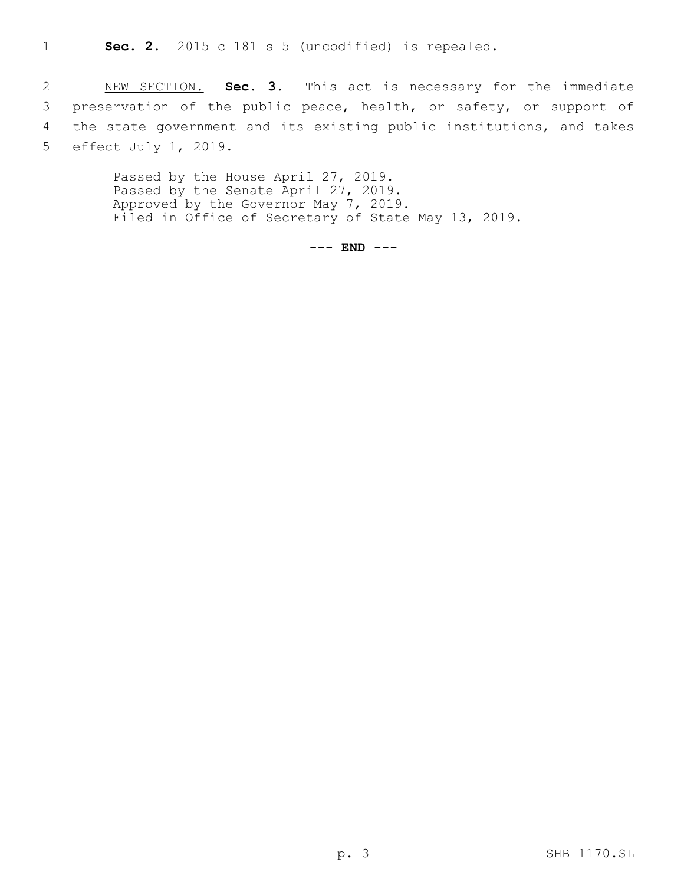**Sec. 2.** 2015 c 181 s 5 (uncodified) is repealed.

NEW SECTION. **Sec. 3.** This act is necessary for the immediate preservation of the public peace, health, or safety, or support of the state government and its existing public institutions, and takes effect July 1, 2019.

Passed by the House April 27, 2019.
Passed by the Senate April 27, 2019.
Approved by the Governor May 7, 2019.
Filed in Office of Secretary of State May 13, 2019.

**--- END ---**